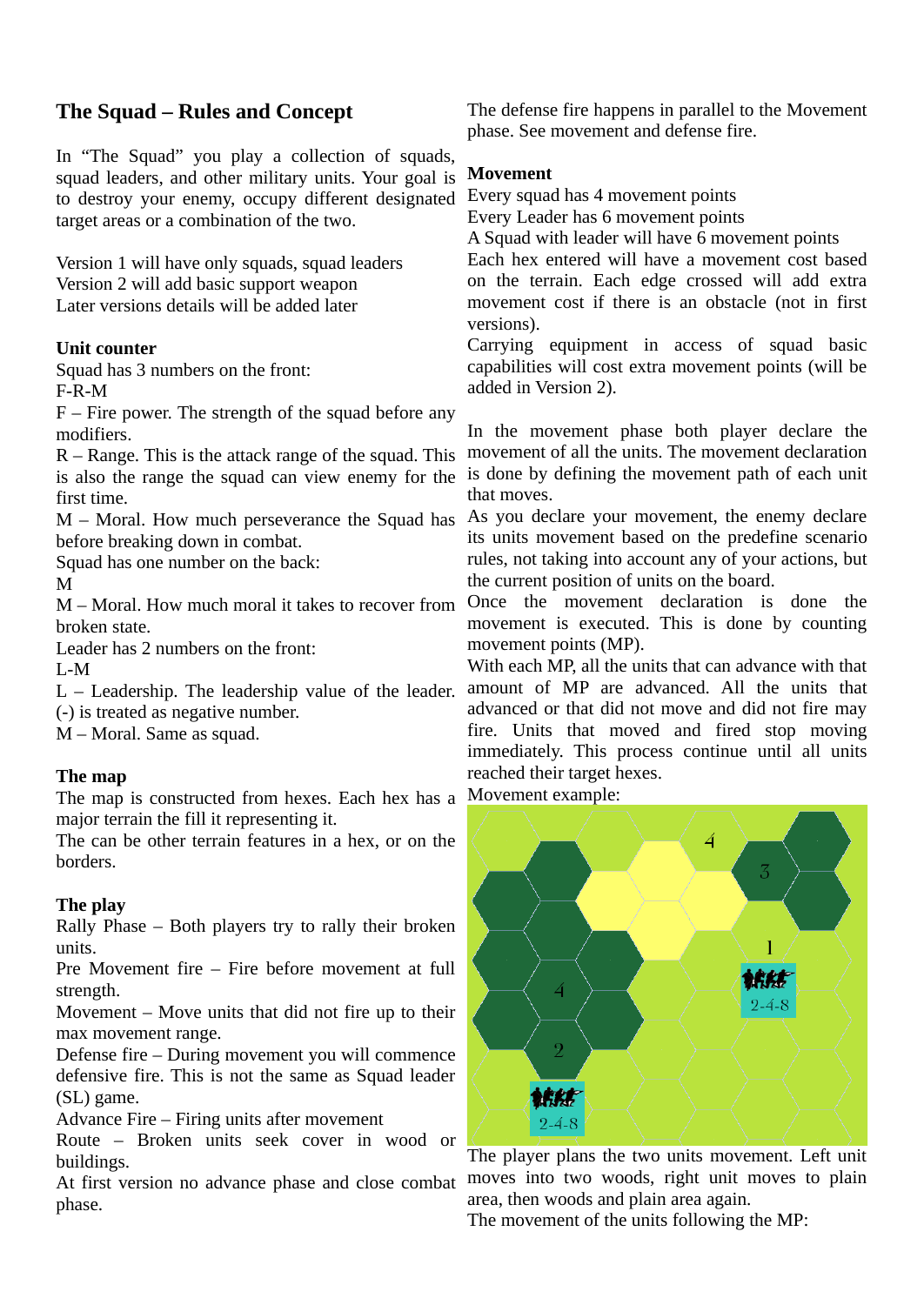# The Squad – Rules and Concept

In "The Squad" you play a collection of squads, squad leaders, and other military units. Your goal is to destroy your enemy, occupy different designated target areas or a combination of the two.

Version 1 will have only squads, squad leaders
Version 2 will add basic support weapon
Later versions details will be added later

## Unit counter

Squad has 3 numbers on the front:
F-R-M
F – Fire power. The strength of the squad before any modifiers.
R – Range. This is the attack range of the squad. This is also the range the squad can view enemy for the first time.
M – Moral. How much perseverance the Squad has before breaking down in combat.
Squad has one number on the back:
M
M – Moral. How much moral it takes to recover from broken state.
Leader has 2 numbers on the front:
L-M
L – Leadership. The leadership value of the leader. (-) is treated as negative number.
M – Moral. Same as squad.

## The map

The map is constructed from hexes. Each hex has a major terrain the fill it representing it.
The can be other terrain features in a hex, or on the borders.

## The play

Rally Phase – Both players try to rally their broken units.
Pre Movement fire – Fire before movement at full strength.
Movement – Move units that did not fire up to their max movement range.
Defense fire – During movement you will commence defensive fire. This is not the same as Squad leader (SL) game.
Advance Fire – Firing units after movement
Route – Broken units seek cover in wood or buildings.
At first version no advance phase and close combat phase.

The defense fire happens in parallel to the Movement phase. See movement and defense fire.

## Movement

Every squad has 4 movement points
Every Leader has 6 movement points
A Squad with leader will have 6 movement points
Each hex entered will have a movement cost based on the terrain. Each edge crossed will add extra movement cost if there is an obstacle (not in first versions).
Carrying equipment in access of squad basic capabilities will cost extra movement points (will be added in Version 2).

In the movement phase both player declare the movement of all the units. The movement declaration is done by defining the movement path of each unit that moves.
As you declare your movement, the enemy declare its units movement based on the predefine scenario rules, not taking into account any of your actions, but the current position of units on the board.
Once the movement declaration is done the movement is executed. This is done by counting movement points (MP).
With each MP, all the units that can advance with that amount of MP are advanced. All the units that advanced or that did not move and did not fire may fire. Units that moved and fired stop moving immediately. This process continue until all units reached their target hexes.
Movement example:

The player plans the two units movement. Left unit moves into two woods, right unit moves to plain area, then woods and plain area again.
The movement of the units following the MP: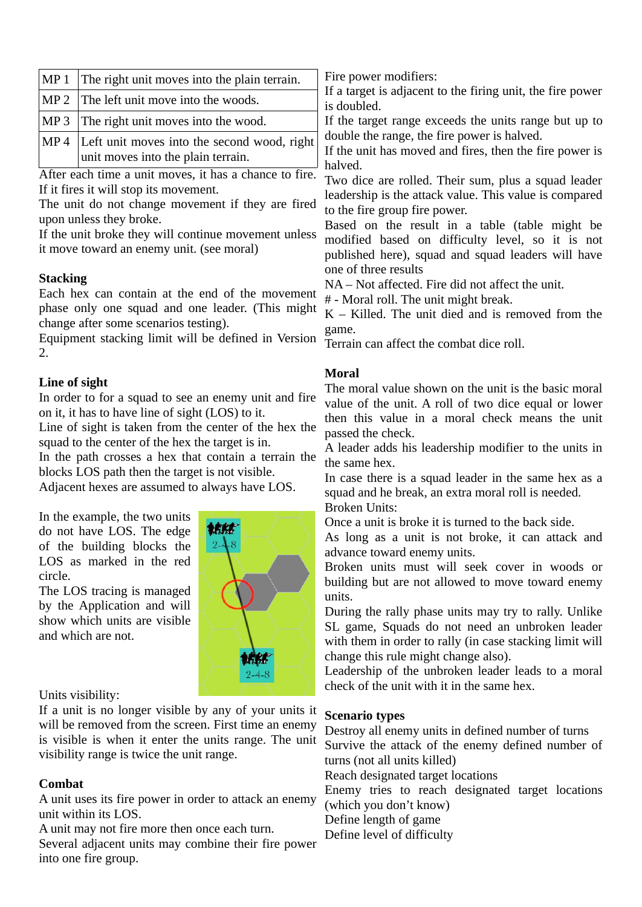| MP 1 | The right unit moves into the plain terrain. |
|---|---|
| MP 2 | The left unit move into the woods. |
| MP 3 | The right unit moves into the wood. |
| MP 4 | Left unit moves into the second wood, right unit moves into the plain terrain. |

After each time a unit moves, it has a chance to fire. If it fires it will stop its movement.
The unit do not change movement if they are fired upon unless they broke.
If the unit broke they will continue movement unless it move toward an enemy unit. (see moral)

### Stacking

Each hex can contain at the end of the movement phase only one squad and one leader. (This might change after some scenarios testing).
Equipment stacking limit will be defined in Version 2.

### Line of sight

In order to for a squad to see an enemy unit and fire on it, it has to have line of sight (LOS) to it.
Line of sight is taken from the center of the hex the squad to the center of the hex the target is in.
In the path crosses a hex that contain a terrain the blocks LOS path then the target is not visible.
Adjacent hexes are assumed to always have LOS.

In the example, the two units do not have LOS. The edge of the building blocks the LOS as marked in the red circle.
The LOS tracing is managed by the Application and will show which units are visible and which are not.

Units visibility:
If a unit is no longer visible by any of your units it will be removed from the screen. First time an enemy is visible is when it enter the units range. The unit visibility range is twice the unit range.

### Combat

A unit uses its fire power in order to attack an enemy unit within its LOS.
A unit may not fire more then once each turn.
Several adjacent units may combine their fire power into one fire group.

Fire power modifiers:
If a target is adjacent to the firing unit, the fire power is doubled.
If the target range exceeds the units range but up to double the range, the fire power is halved.
If the unit has moved and fires, then the fire power is halved.
Two dice are rolled. Their sum, plus a squad leader leadership is the attack value. This value is compared to the fire group fire power.
Based on the result in a table (table might be modified based on difficulty level, so it is not published here), squad and squad leaders will have one of three results
NA – Not affected. Fire did not affect the unit.
# - Moral roll. The unit might break.
K – Killed. The unit died and is removed from the game.
Terrain can affect the combat dice roll.

### Moral

The moral value shown on the unit is the basic moral value of the unit. A roll of two dice equal or lower then this value in a moral check means the unit passed the check.
A leader adds his leadership modifier to the units in the same hex.
In case there is a squad leader in the same hex as a squad and he break, an extra moral roll is needed.
Broken Units:
Once a unit is broke it is turned to the back side.
As long as a unit is not broke, it can attack and advance toward enemy units.
Broken units must will seek cover in woods or building but are not allowed to move toward enemy units.
During the rally phase units may try to rally. Unlike SL game, Squads do not need an unbroken leader with them in order to rally (in case stacking limit will change this rule might change also).
Leadership of the unbroken leader leads to a moral check of the unit with it in the same hex.

### Scenario types

Destroy all enemy units in defined number of turns
Survive the attack of the enemy defined number of turns (not all units killed)
Reach designated target locations
Enemy tries to reach designated target locations (which you don't know)
Define length of game
Define level of difficulty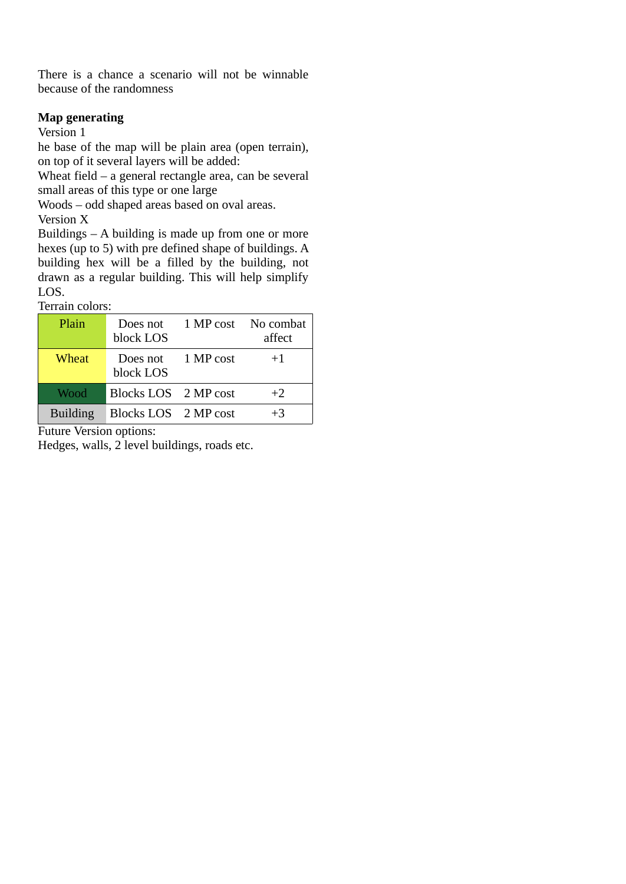There is a chance a scenario will not be winnable because of the randomness

**Map generating**

Version 1

he base of the map will be plain area (open terrain), on top of it several layers will be added:

Wheat field – a general rectangle area, can be several small areas of this type or one large

Woods – odd shaped areas based on oval areas.

Version X

Buildings – A building is made up from one or more hexes (up to 5) with pre defined shape of buildings. A building hex will be a filled by the building, not drawn as a regular building. This will help simplify LOS.

Terrain colors:

| | | | |
|---|---|---|---|
| Plain | Does not block LOS | 1 MP cost | No combat affect |
| Wheat | Does not block LOS | 1 MP cost | +1 |
| Wood | Blocks LOS | 2 MP cost | +2 |
| Building | Blocks LOS | 2 MP cost | +3 |

Future Version options:

Hedges, walls, 2 level buildings, roads etc.